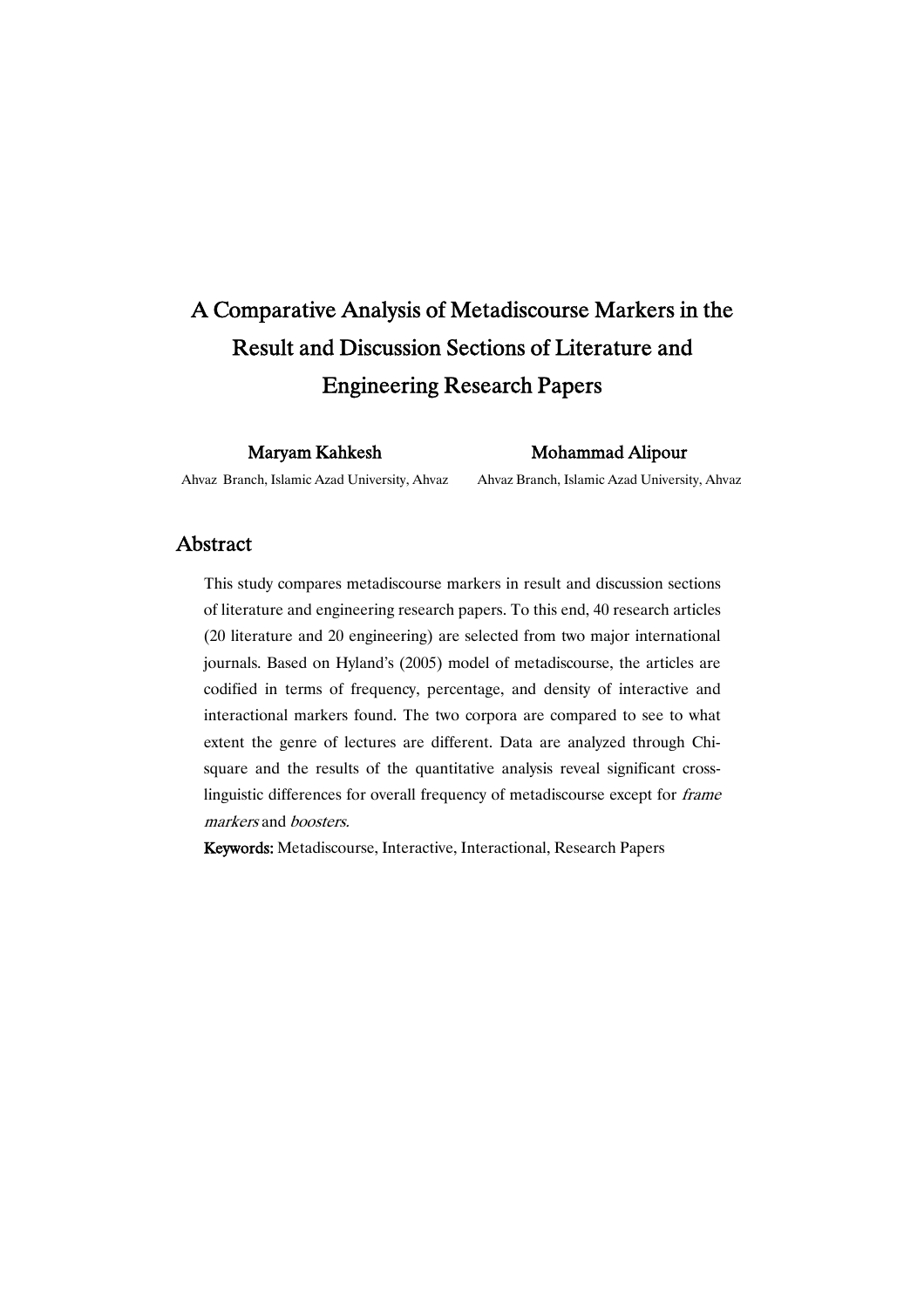# A Comparative Analysis of Metadiscourse Markers in the Result and Discussion Sections of Literature and Engineering Research Papers

**Maryam Kahkesh**

Ahvaz Branch, Islamic Azad University, Ahvaz

**Mohammad Alipour**

Ahvaz Branch, Islamic Azad University, Ahvaz

## Abstract

This study compares metadiscourse markers in result and discussion sections of literature and engineering research papers. To this end, 40 research articles (20 literature and 20 engineering) are selected from two major international journals. Based on Hyland's (2005) model of metadiscourse, the articles are codified in terms of frequency, percentage, and density of interactive and interactional markers found. The two corpora are compared to see to what extent the genre of lectures are different. Data are analyzed through Chi-square and the results of the quantitative analysis reveal significant cross-linguistic differences for overall frequency of metadiscourse except for *frame markers* and *boosters*.

**Keywords:** Metadiscourse, Interactive, Interactional, Research Papers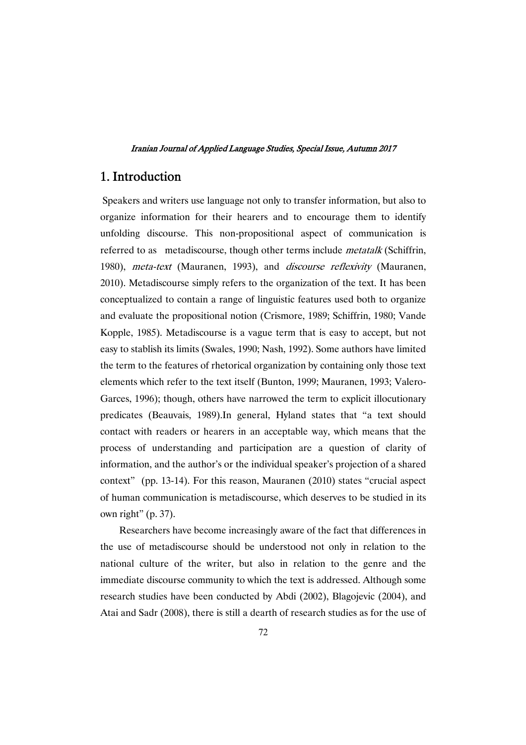## 1. Introduction

Speakers and writers use language not only to transfer information, but also to organize information for their hearers and to encourage them to identify unfolding discourse. This non-propositional aspect of communication is referred to as metadiscourse, though other terms include *metatalk* (Schiffrin, 1980), *meta-text* (Mauranen, 1993), and *discourse reflexivity* (Mauranen, 2010). Metadiscourse simply refers to the organization of the text. It has been conceptualized to contain a range of linguistic features used both to organize and evaluate the propositional notion (Crismore, 1989; Schiffrin, 1980; Vande Kopple, 1985). Metadiscourse is a vague term that is easy to accept, but not easy to stablish its limits (Swales, 1990; Nash, 1992). Some authors have limited the term to the features of rhetorical organization by containing only those text elements which refer to the text itself (Bunton, 1999; Mauranen, 1993; Valero-Garces, 1996); though, others have narrowed the term to explicit illocutionary predicates (Beauvais, 1989).In general, Hyland states that "a text should contact with readers or hearers in an acceptable way, which means that the process of understanding and participation are a question of clarity of information, and the author's or the individual speaker's projection of a shared context" (pp. 13-14). For this reason, Mauranen (2010) states "crucial aspect of human communication is metadiscourse, which deserves to be studied in its own right" (p. 37).

Researchers have become increasingly aware of the fact that differences in the use of metadiscourse should be understood not only in relation to the national culture of the writer, but also in relation to the genre and the immediate discourse community to which the text is addressed. Although some research studies have been conducted by Abdi (2002), Blagojevic (2004), and Atai and Sadr (2008), there is still a dearth of research studies as for the use of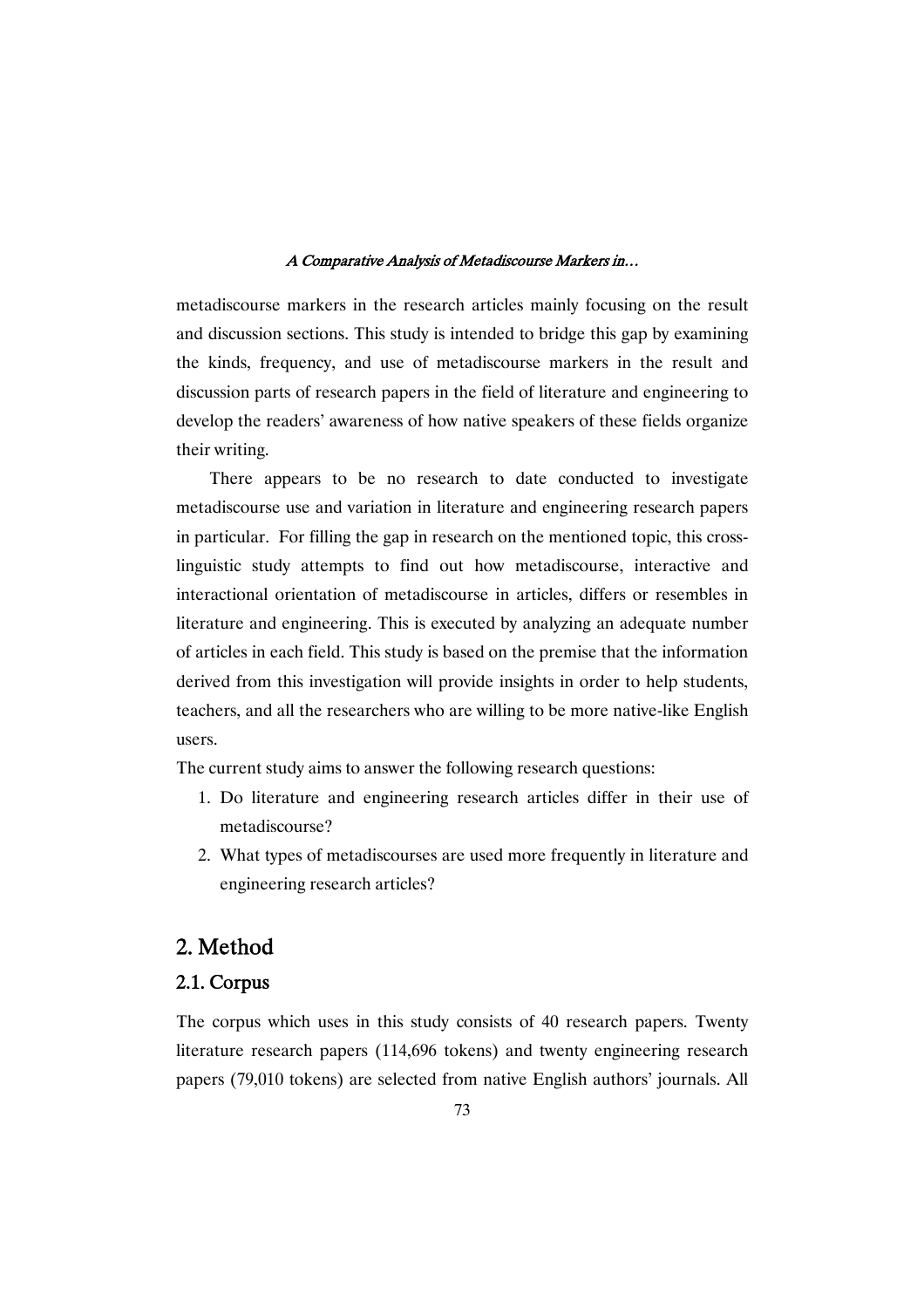metadiscourse markers in the research articles mainly focusing on the result and discussion sections. This study is intended to bridge this gap by examining the kinds, frequency, and use of metadiscourse markers in the result and discussion parts of research papers in the field of literature and engineering to develop the readers' awareness of how native speakers of these fields organize their writing.

There appears to be no research to date conducted to investigate metadiscourse use and variation in literature and engineering research papers in particular. For filling the gap in research on the mentioned topic, this cross-linguistic study attempts to find out how metadiscourse, interactive and interactional orientation of metadiscourse in articles, differs or resembles in literature and engineering. This is executed by analyzing an adequate number of articles in each field. This study is based on the premise that the information derived from this investigation will provide insights in order to help students, teachers, and all the researchers who are willing to be more native-like English users.

The current study aims to answer the following research questions:

1. Do literature and engineering research articles differ in their use of metadiscourse?
2. What types of metadiscourses are used more frequently in literature and engineering research articles?

## 2. Method

### 2.1. Corpus

The corpus which uses in this study consists of 40 research papers. Twenty literature research papers (114,696 tokens) and twenty engineering research papers (79,010 tokens) are selected from native English authors' journals. All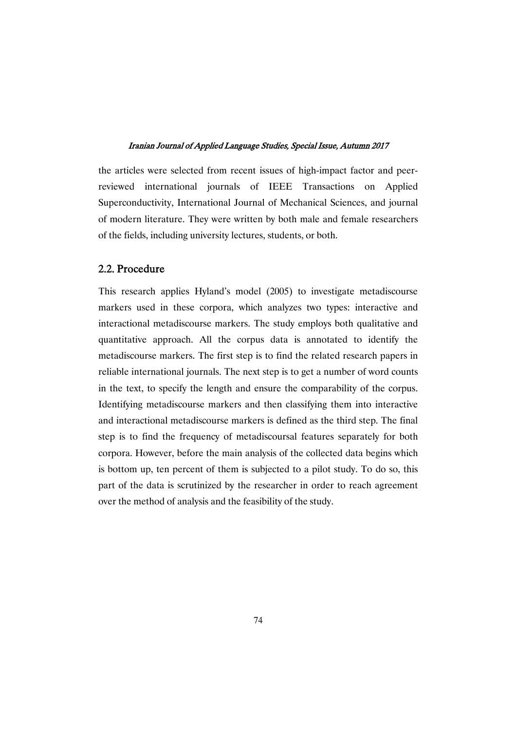the articles were selected from recent issues of high-impact factor and peer-reviewed international journals of IEEE Transactions on Applied Superconductivity, International Journal of Mechanical Sciences, and journal of modern literature. They were written by both male and female researchers of the fields, including university lectures, students, or both.

## 2.2. Procedure

This research applies Hyland's model (2005) to investigate metadiscourse markers used in these corpora, which analyzes two types: interactive and interactional metadiscourse markers. The study employs both qualitative and quantitative approach. All the corpus data is annotated to identify the metadiscourse markers. The first step is to find the related research papers in reliable international journals. The next step is to get a number of word counts in the text, to specify the length and ensure the comparability of the corpus. Identifying metadiscourse markers and then classifying them into interactive and interactional metadiscourse markers is defined as the third step. The final step is to find the frequency of metadiscoursal features separately for both corpora. However, before the main analysis of the collected data begins which is bottom up, ten percent of them is subjected to a pilot study. To do so, this part of the data is scrutinized by the researcher in order to reach agreement over the method of analysis and the feasibility of the study.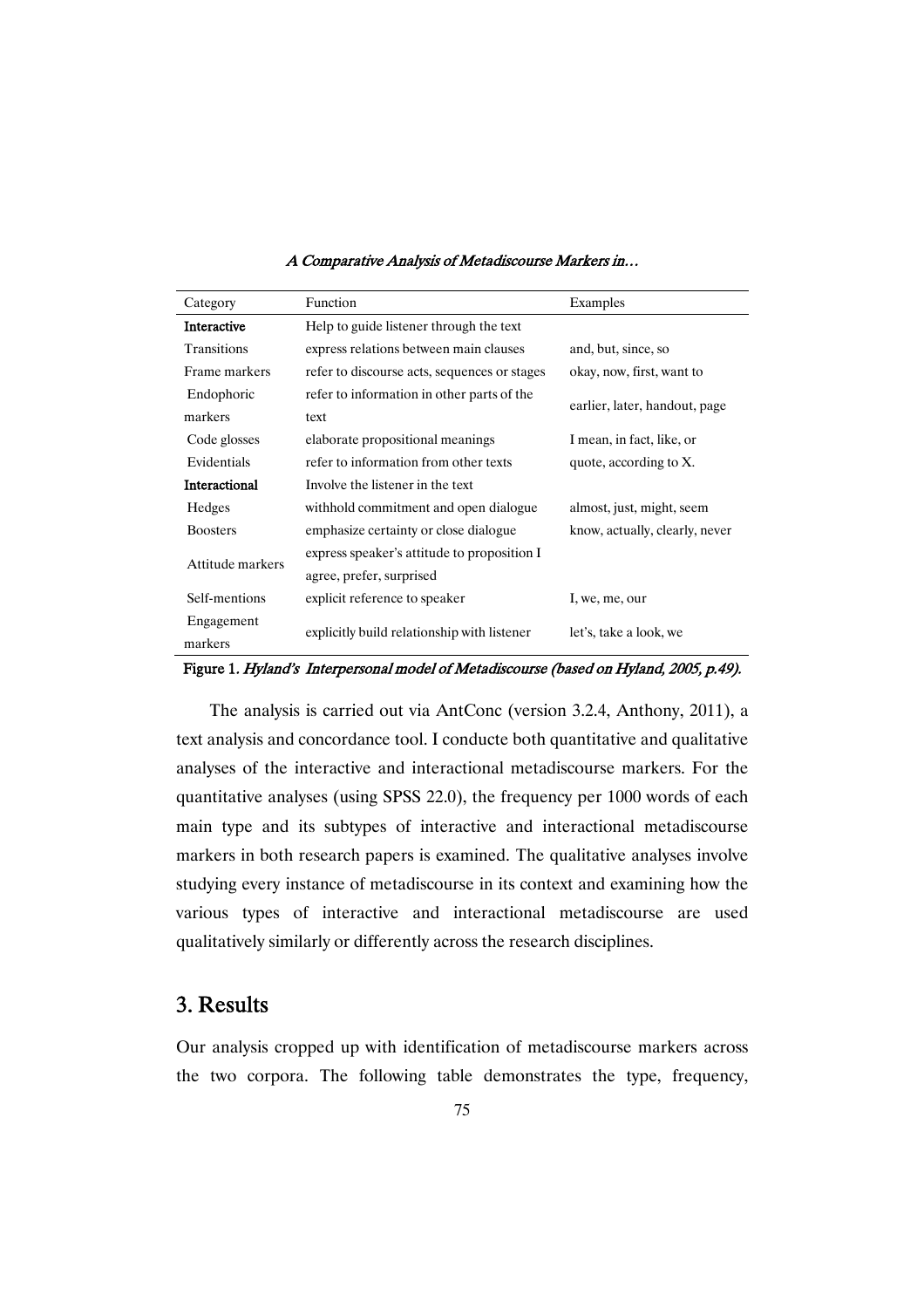| Category | Function | Examples |
|---|---|---|
| **Interactive** | Help to guide listener through the text | |
| Transitions | express relations between main clauses | and, but, since, so |
| Frame markers | refer to discourse acts, sequences or stages | okay, now, first, want to |
| Endophoric markers | refer to information in other parts of the text | earlier, later, handout, page |
| Code glosses | elaborate propositional meanings | I mean, in fact, like, or |
| Evidentials | refer to information from other texts | quote, according to X. |
| **Interactional** | Involve the listener in the text | |
| Hedges | withhold commitment and open dialogue | almost, just, might, seem |
| Boosters | emphasize certainty or close dialogue | know, actually, clearly, never |
| Attitude markers | express speaker's attitude to proposition I agree, prefer, surprised | |
| Self-mentions | explicit reference to speaker | I, we, me, our |
| Engagement markers | explicitly build relationship with listener | let's, take a look, we |

**Figure 1.** *Hyland's Interpersonal model of Metadiscourse (based on Hyland, 2005, p.49).*

The analysis is carried out via AntConc (version 3.2.4, Anthony, 2011), a text analysis and concordance tool. I conducte both quantitative and qualitative analyses of the interactive and interactional metadiscourse markers. For the quantitative analyses (using SPSS 22.0), the frequency per 1000 words of each main type and its subtypes of interactive and interactional metadiscourse markers in both research papers is examined. The qualitative analyses involve studying every instance of metadiscourse in its context and examining how the various types of interactive and interactional metadiscourse are used qualitatively similarly or differently across the research disciplines.

## 3. Results

Our analysis cropped up with identification of metadiscourse markers across the two corpora. The following table demonstrates the type, frequency,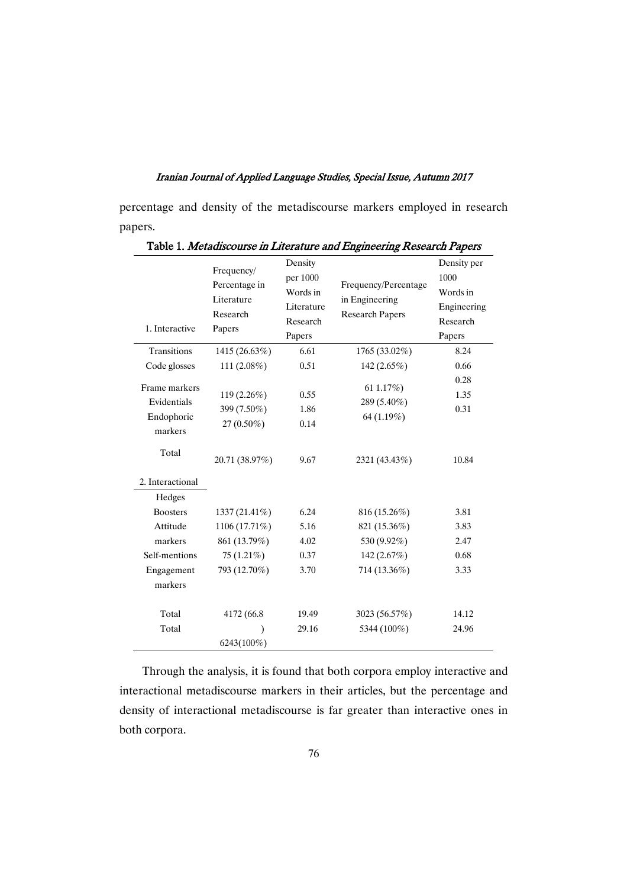percentage and density of the metadiscourse markers employed in research papers.

Table 1. *Metadiscourse in Literature and Engineering Research Papers*

| 1. Interactive | Frequency/ Percentage in Literature Research Papers | Density per 1000 Words in Literature Research Papers | Frequency/Percentage in Engineering Research Papers | Density per 1000 Words in Engineering Research Papers |
|---|---|---|---|---|
| Transitions | 1415 (26.63%) | 6.61 | 1765 (33.02%) | 8.24 |
| Code glosses | 111 (2.08%) | 0.51 | 142 (2.65%) | 0.66 |
| Frame markers | 119 (2.26%) | 0.55 | 61 1.17%) | 0.28 |
| Evidentials | 399 (7.50%) | 1.86 | 289 (5.40%) | 1.35 |
| Endophoric markers | 27 (0.50%) | 0.14 | 64 (1.19%) | 0.31 |
| Total | 20.71 (38.97%) | 9.67 | 2321 (43.43%) | 10.84 |
| 2. Interactional | | | | |
| Hedges | 1337 (21.41%) | 6.24 | 816 (15.26%) | 3.81 |
| Boosters | 1106 (17.71%) | 5.16 | 821 (15.36%) | 3.83 |
| Attitude markers | 861 (13.79%) | 4.02 | 530 (9.92%) | 2.47 |
| Self-mentions | 75 (1.21%) | 0.37 | 142 (2.67%) | 0.68 |
| Engagement markers | 793 (12.70%) | 3.70 | 714 (13.36%) | 3.33 |
| Total | 4172 (66.8 ) | 19.49 | 3023 (56.57%) | 14.12 |
| Total | 6243(100%) | 29.16 | 5344 (100%) | 24.96 |

Through the analysis, it is found that both corpora employ interactive and interactional metadiscourse markers in their articles, but the percentage and density of interactional metadiscourse is far greater than interactive ones in both corpora.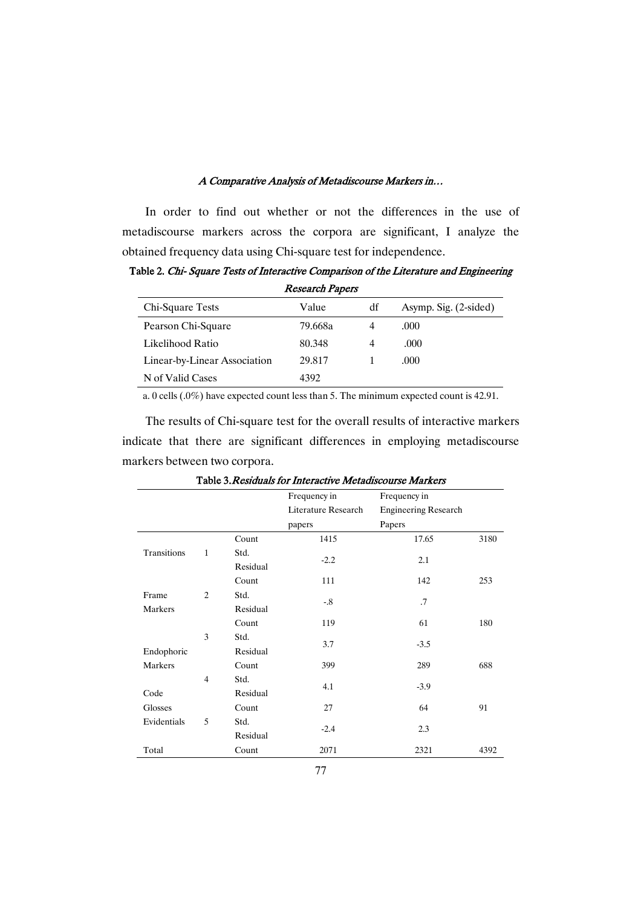In order to find out whether or not the differences in the use of metadiscourse markers across the corpora are significant, I analyze the obtained frequency data using Chi-square test for independence.

**Table 2.** *Chi- Square Tests of Interactive Comparison of the Literature and Engineering Research Papers*

| Chi-Square Tests | Value | df | Asymp. Sig. (2-sided) |
|---|---|---|---|
| Pearson Chi-Square | 79.668a | 4 | .000 |
| Likelihood Ratio | 80.348 | 4 | .000 |
| Linear-by-Linear Association | 29.817 | 1 | .000 |
| N of Valid Cases | 4392 | | |

a. 0 cells (.0%) have expected count less than 5. The minimum expected count is 42.91.

The results of Chi-square test for the overall results of interactive markers indicate that there are significant differences in employing metadiscourse markers between two corpora.

**Table 3.** *Residuals for Interactive Metadiscourse Markers*

| | | | Frequency in Literature Research papers | Frequency in Engineering Research Papers | |
|---|---|---|---|---|---|
| Transitions | 1 | Count | 1415 | 17.65 | 3180 |
| | | Std. Residual | -2.2 | 2.1 | |
| Frame Markers | 2 | Count | 111 | 142 | 253 |
| | | Std. Residual | -.8 | .7 | |
| Endophoric Markers | 3 | Count | 119 | 61 | 180 |
| | | Std. Residual | 3.7 | -3.5 | |
| Code Glosses | 4 | Count | 399 | 289 | 688 |
| | | Std. Residual | 4.1 | -3.9 | |
| Evidentials | 5 | Count | 27 | 64 | 91 |
| | | Std. Residual | -2.4 | 2.3 | |
| Total | | Count | 2071 | 2321 | 4392 |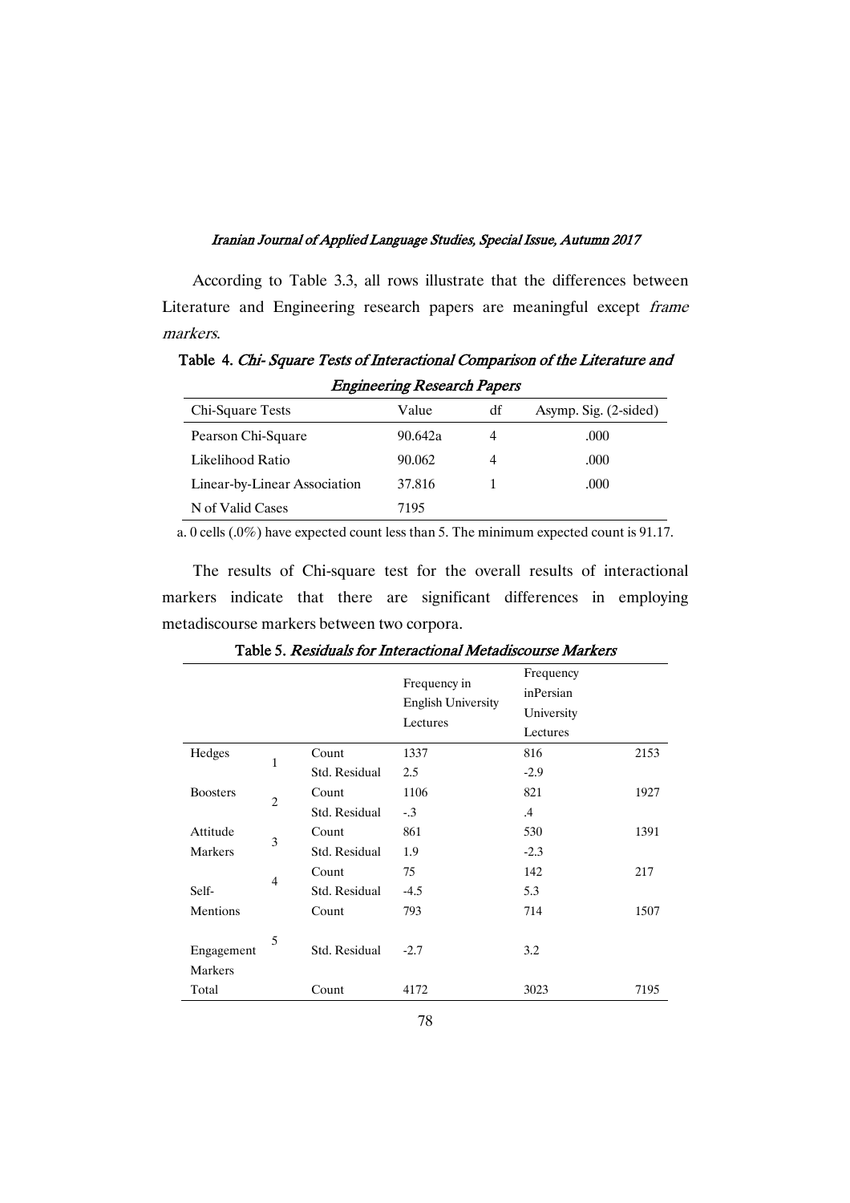According to Table 3.3, all rows illustrate that the differences between Literature and Engineering research papers are meaningful except *frame markers*.

**Table 4.** *Chi- Square Tests of Interactional Comparison of the Literature and Engineering Research Papers*

| Chi-Square Tests | Value | df | Asymp. Sig. (2-sided) |
|---|---|---|---|
| Pearson Chi-Square | 90.642a | 4 | .000 |
| Likelihood Ratio | 90.062 | 4 | .000 |
| Linear-by-Linear Association | 37.816 | 1 | .000 |
| N of Valid Cases | 7195 | | |

a. 0 cells (.0%) have expected count less than 5. The minimum expected count is 91.17.

The results of Chi-square test for the overall results of interactional markers indicate that there are significant differences in employing metadiscourse markers between two corpora.

**Table 5.** *Residuals for Interactional Metadiscourse Markers*

| | | | Frequency in English University Lectures | Frequency inPersian University Lectures | |
|---|---|---|---|---|---|
| Hedges | 1 | Count | 1337 | 816 | 2153 |
| | | Std. Residual | 2.5 | -2.9 | |
| Boosters | 2 | Count | 1106 | 821 | 1927 |
| | | Std. Residual | -.3 | .4 | |
| Attitude Markers | 3 | Count | 861 | 530 | 1391 |
| | | Std. Residual | 1.9 | -2.3 | |
| | 4 | Count | 75 | 142 | 217 |
| Self-Mentions | | Std. Residual | -4.5 | 5.3 | |
| | | Count | 793 | 714 | 1507 |
| Engagement Markers | 5 | Std. Residual | -2.7 | 3.2 | |
| Total | | Count | 4172 | 3023 | 7195 |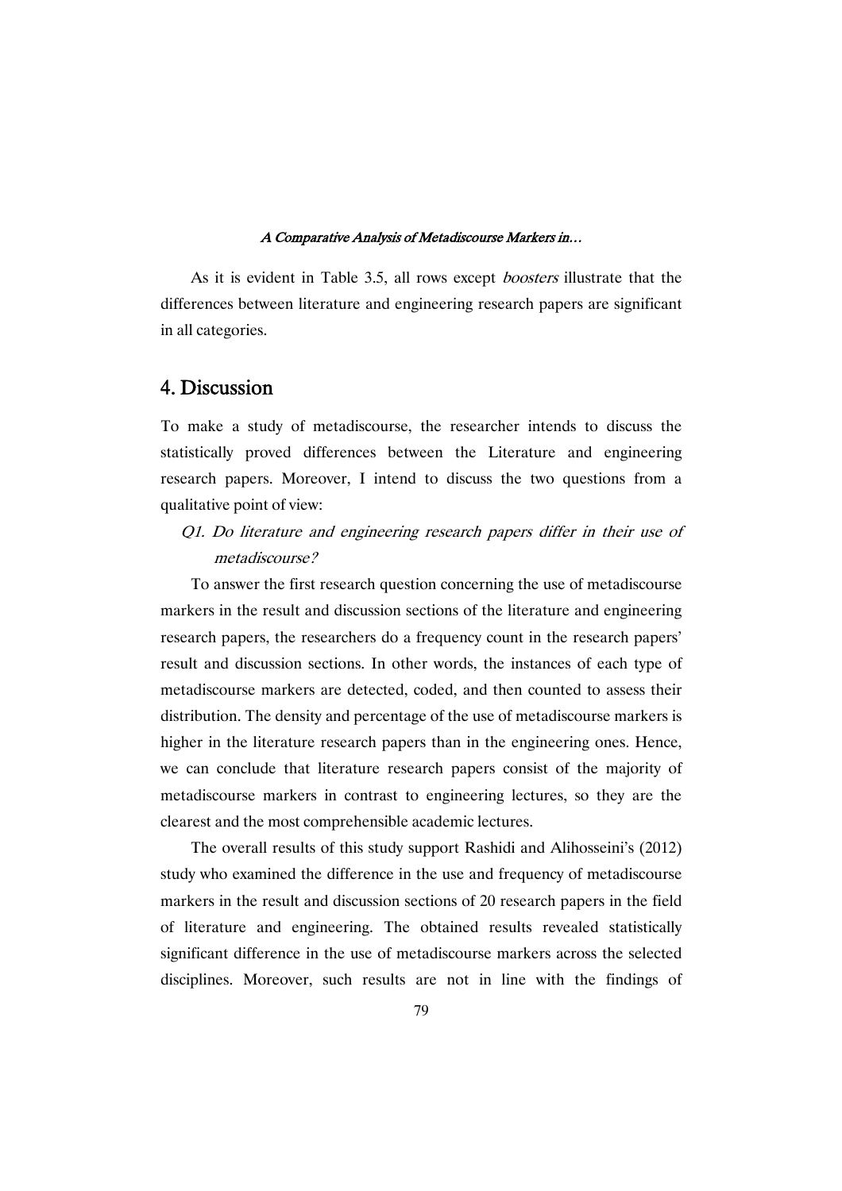As it is evident in Table 3.5, all rows except *boosters* illustrate that the differences between literature and engineering research papers are significant in all categories.

## 4. Discussion

To make a study of metadiscourse, the researcher intends to discuss the statistically proved differences between the Literature and engineering research papers. Moreover, I intend to discuss the two questions from a qualitative point of view:

*Q1. Do literature and engineering research papers differ in their use of metadiscourse?*

To answer the first research question concerning the use of metadiscourse markers in the result and discussion sections of the literature and engineering research papers, the researchers do a frequency count in the research papers' result and discussion sections. In other words, the instances of each type of metadiscourse markers are detected, coded, and then counted to assess their distribution. The density and percentage of the use of metadiscourse markers is higher in the literature research papers than in the engineering ones. Hence, we can conclude that literature research papers consist of the majority of metadiscourse markers in contrast to engineering lectures, so they are the clearest and the most comprehensible academic lectures.

The overall results of this study support Rashidi and Alihosseini's (2012) study who examined the difference in the use and frequency of metadiscourse markers in the result and discussion sections of 20 research papers in the field of literature and engineering. The obtained results revealed statistically significant difference in the use of metadiscourse markers across the selected disciplines. Moreover, such results are not in line with the findings of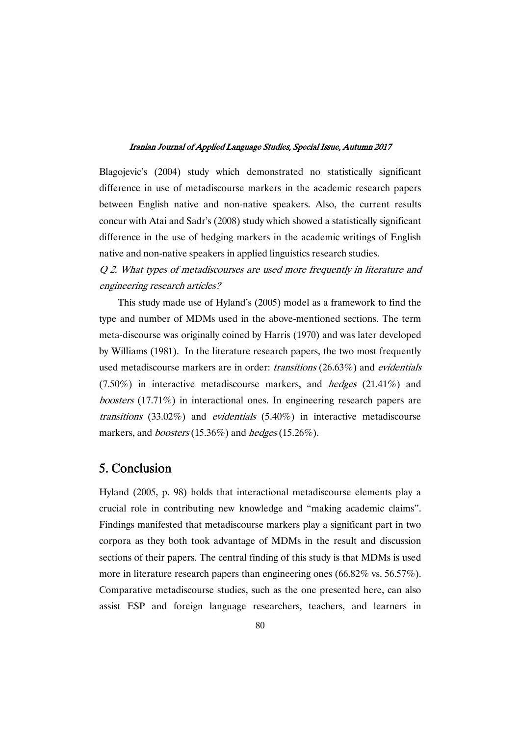Blagojevic's (2004) study which demonstrated no statistically significant difference in use of metadiscourse markers in the academic research papers between English native and non-native speakers. Also, the current results concur with Atai and Sadr's (2008) study which showed a statistically significant difference in the use of hedging markers in the academic writings of English native and non-native speakers in applied linguistics research studies.

*Q 2. What types of metadiscourses are used more frequently in literature and engineering research articles?*

This study made use of Hyland's (2005) model as a framework to find the type and number of MDMs used in the above-mentioned sections. The term meta-discourse was originally coined by Harris (1970) and was later developed by Williams (1981). In the literature research papers, the two most frequently used metadiscourse markers are in order: *transitions* (26.63%) and *evidentials* (7.50%) in interactive metadiscourse markers, and *hedges* (21.41%) and *boosters* (17.71%) in interactional ones. In engineering research papers are *transitions* (33.02%) and *evidentials* (5.40%) in interactive metadiscourse markers, and *boosters* (15.36%) and *hedges* (15.26%).

## 5. Conclusion

Hyland (2005, p. 98) holds that interactional metadiscourse elements play a crucial role in contributing new knowledge and "making academic claims". Findings manifested that metadiscourse markers play a significant part in two corpora as they both took advantage of MDMs in the result and discussion sections of their papers. The central finding of this study is that MDMs is used more in literature research papers than engineering ones (66.82% vs. 56.57%). Comparative metadiscourse studies, such as the one presented here, can also assist ESP and foreign language researchers, teachers, and learners in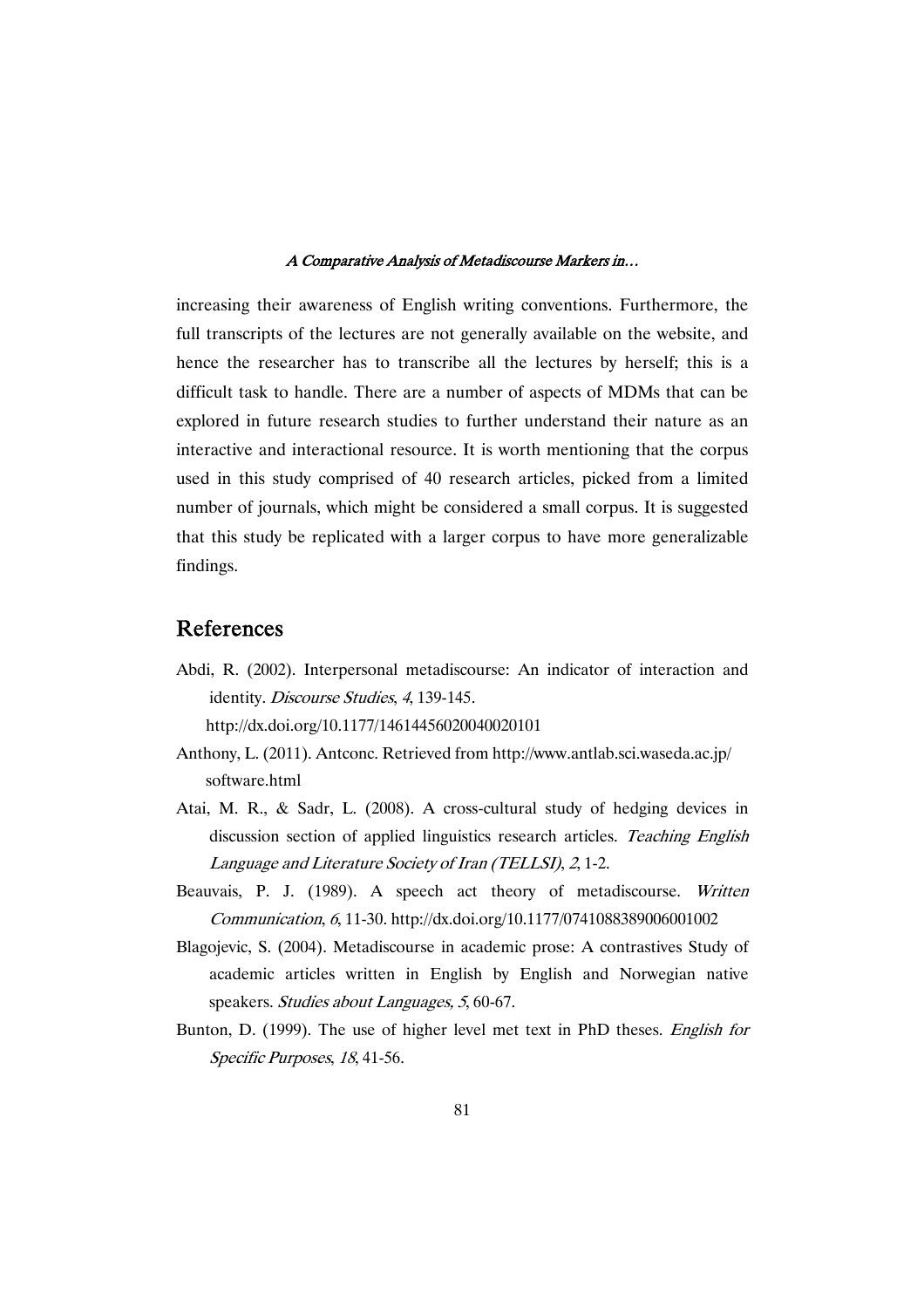increasing their awareness of English writing conventions. Furthermore, the full transcripts of the lectures are not generally available on the website, and hence the researcher has to transcribe all the lectures by herself; this is a difficult task to handle. There are a number of aspects of MDMs that can be explored in future research studies to further understand their nature as an interactive and interactional resource. It is worth mentioning that the corpus used in this study comprised of 40 research articles, picked from a limited number of journals, which might be considered a small corpus. It is suggested that this study be replicated with a larger corpus to have more generalizable findings.

## References

Abdi, R. (2002). Interpersonal metadiscourse: An indicator of interaction and identity. *Discourse Studies*, *4*, 139-145. http://dx.doi.org/10.1177/14614456020040020101

Anthony, L. (2011). Antconc. Retrieved from http://www.antlab.sci.waseda.ac.jp/software.html

Atai, M. R., & Sadr, L. (2008). A cross-cultural study of hedging devices in discussion section of applied linguistics research articles. *Teaching English Language and Literature Society of Iran (TELLSI)*, *2*, 1-2.

Beauvais, P. J. (1989). A speech act theory of metadiscourse. *Written Communication*, *6*, 11-30. http://dx.doi.org/10.1177/0741088389006001002

Blagojevic, S. (2004). Metadiscourse in academic prose: A contrastives Study of academic articles written in English by English and Norwegian native speakers. *Studies about Languages, 5*, 60-67.

Bunton, D. (1999). The use of higher level met text in PhD theses. *English for Specific Purposes*, *18*, 41-56.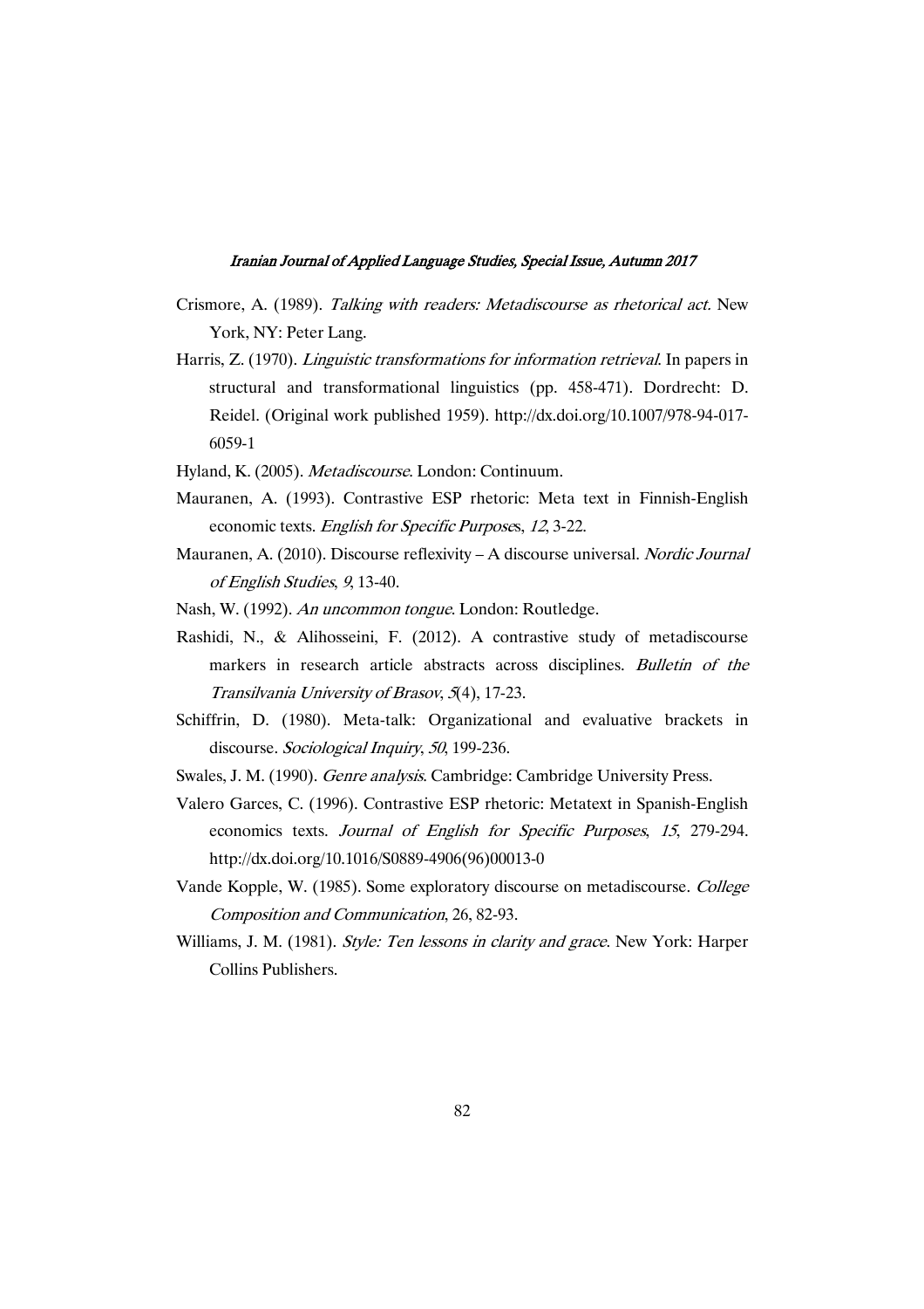Crismore, A. (1989). *Talking with readers: Metadiscourse as rhetorical act.* New York, NY: Peter Lang.

Harris, Z. (1970). *Linguistic transformations for information retrieval*. In papers in structural and transformational linguistics (pp. 458-471). Dordrecht: D. Reidel. (Original work published 1959). http://dx.doi.org/10.1007/978-94-017-6059-1

Hyland, K. (2005). *Metadiscourse*. London: Continuum.

Mauranen, A. (1993). Contrastive ESP rhetoric: Meta text in Finnish-English economic texts. *English for Specific Purposes*, *12*, 3-22.

Mauranen, A. (2010). Discourse reflexivity – A discourse universal. *Nordic Journal of English Studies*, *9*, 13-40.

Nash, W. (1992). *An uncommon tongue*. London: Routledge.

Rashidi, N., & Alihosseini, F. (2012). A contrastive study of metadiscourse markers in research article abstracts across disciplines. *Bulletin of the Transilvania University of Brasov*, *5*(4), 17-23.

Schiffrin, D. (1980). Meta-talk: Organizational and evaluative brackets in discourse. *Sociological Inquiry*, *50*, 199-236.

Swales, J. M. (1990). *Genre analysis*. Cambridge: Cambridge University Press.

Valero Garces, C. (1996). Contrastive ESP rhetoric: Metatext in Spanish-English economics texts. *Journal of English for Specific Purposes*, *15*, 279-294. http://dx.doi.org/10.1016/S0889-4906(96)00013-0

Vande Kopple, W. (1985). Some exploratory discourse on metadiscourse. *College Composition and Communication*, 26, 82-93.

Williams, J. M. (1981). *Style: Ten lessons in clarity and grace*. New York: Harper Collins Publishers.